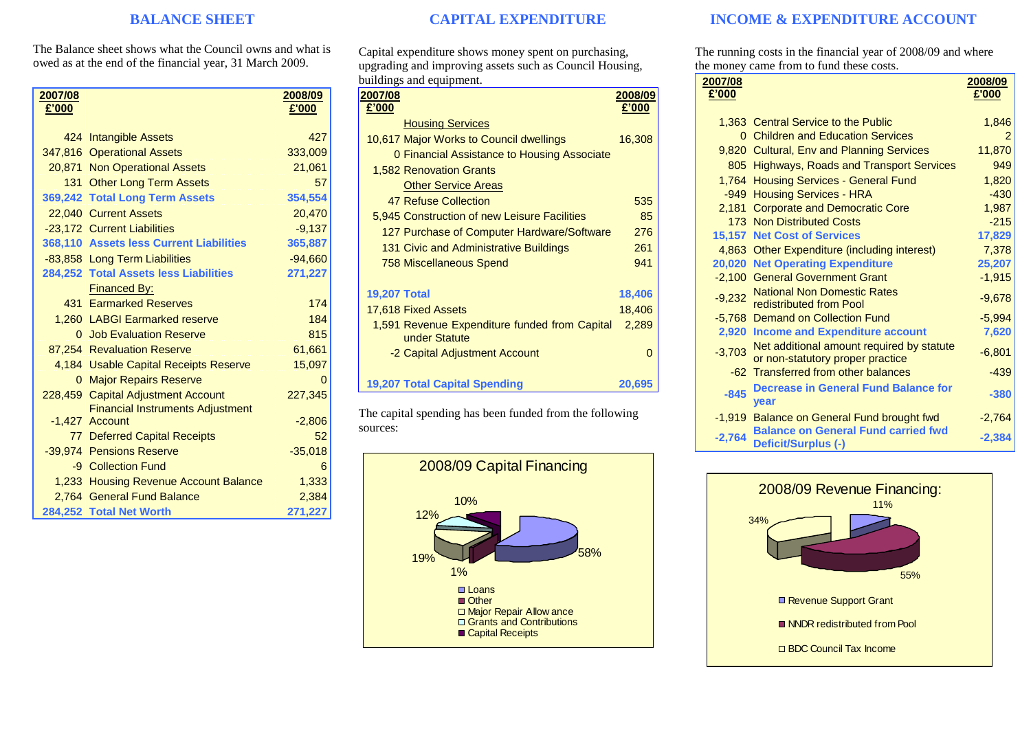## BALANCE SHEET

The Balance sheet shows what the Council owns and what is owed as at the end of the financial year, 31 March 2009.

| 2007/08 £'000 | | 2008/09 £'000 |
|---|---|---|
| 424 | Intangible Assets | 427 |
| 347,816 | Operational Assets | 333,009 |
| 20,871 | Non Operational Assets | 21,061 |
| 131 | Other Long Term Assets | 57 |
| **369,242** | **Total Long Term Assets** | **354,554** |
| 22,040 | Current Assets | 20,470 |
| -23,172 | Current Liabilities | -9,137 |
| **368,110** | **Assets less Current Liabilities** | **365,887** |
| -83,858 | Long Term Liabilities | -94,660 |
| **284,252** | **Total Assets less Liabilities** | **271,227** |
| | Financed By: | |
| 431 | Earmarked Reserves | 174 |
| 1,260 | LABGI Earmarked reserve | 184 |
| 0 | Job Evaluation Reserve | 815 |
| 87,254 | Revaluation Reserve | 61,661 |
| 4,184 | Usable Capital Receipts Reserve | 15,097 |
| 0 | Major Repairs Reserve | 0 |
| 228,459 | Capital Adjustment Account | 227,345 |
| -1,427 | Financial Instruments Adjustment Account | -2,806 |
| 77 | Deferred Capital Receipts | 52 |
| -39,974 | Pensions Reserve | -35,018 |
| -9 | Collection Fund | 6 |
| 1,233 | Housing Revenue Account Balance | 1,333 |
| 2,764 | General Fund Balance | 2,384 |
| **284,252** | **Total Net Worth** | **271,227** |

## CAPITAL EXPENDITURE

Capital expenditure shows money spent on purchasing, upgrading and improving assets such as Council Housing, buildings and equipment.

| 2007/08 £'000 | | 2008/09 £'000 |
|---|---|---|
| | Housing Services | |
| 10,617 | Major Works to Council dwellings | 16,308 |
| 0 | Financial Assistance to Housing Associate | |
| 1,582 | Renovation Grants | |
| | Other Service Areas | |
| 47 | Refuse Collection | 535 |
| 5,945 | Construction of new Leisure Facilities | 85 |
| 127 | Purchase of Computer Hardware/Software | 276 |
| 131 | Civic and Administrative Buildings | 261 |
| 758 | Miscellaneous Spend | 941 |
| **19,207** | **Total** | **18,406** |
| 17,618 | Fixed Assets | 18,406 |
| 1,591 | Revenue Expenditure funded from Capital under Statute | 2,289 |
| -2 | Capital Adjustment Account | 0 |
| **19,207** | **Total Capital Spending** | **20,695** |

The capital spending has been funded from the following sources:

2008/09 Capital Financing

- Loans: 58%
- Other: 1%
- Major Repair Allowance: 19%
- Grants and Contributions: 12%
- Capital Receipts: 10%

## INCOME & EXPENDITURE ACCOUNT

The running costs in the financial year of 2008/09 and where the money came from to fund these costs.

| 2007/08 £'000 | | 2008/09 £'000 |
|---|---|---|
| 1,363 | Central Service to the Public | 1,846 |
| 0 | Children and Education Services | 2 |
| 9,820 | Cultural, Env and Planning Services | 11,870 |
| 805 | Highways, Roads and Transport Services | 949 |
| 1,764 | Housing Services - General Fund | 1,820 |
| -949 | Housing Services - HRA | -430 |
| 2,181 | Corporate and Democratic Core | 1,987 |
| 173 | Non Distributed Costs | -215 |
| **15,157** | **Net Cost of Services** | **17,829** |
| 4,863 | Other Expenditure (including interest) | 7,378 |
| **20,020** | **Net Operating Expenditure** | **25,207** |
| -2,100 | General Government Grant | -1,915 |
| -9,232 | National Non Domestic Rates redistributed from Pool | -9,678 |
| -5,768 | Demand on Collection Fund | -5,994 |
| **2,920** | **Income and Expenditure account** | **7,620** |
| -3,703 | Net additional amount required by statute or non-statutory proper practice | -6,801 |
| -62 | Transferred from other balances | -439 |
| **-845** | **Decrease in General Fund Balance for year** | **-380** |
| -1,919 | Balance on General Fund brought fwd | -2,764 |
| **-2,764** | **Balance on General Fund carried fwd Deficit/Surplus (-)** | **-2,384** |

2008/09 Revenue Financing:

- Revenue Support Grant: 11%
- NNDR redistributed from Pool: 55%
- BDC Council Tax Income: 34%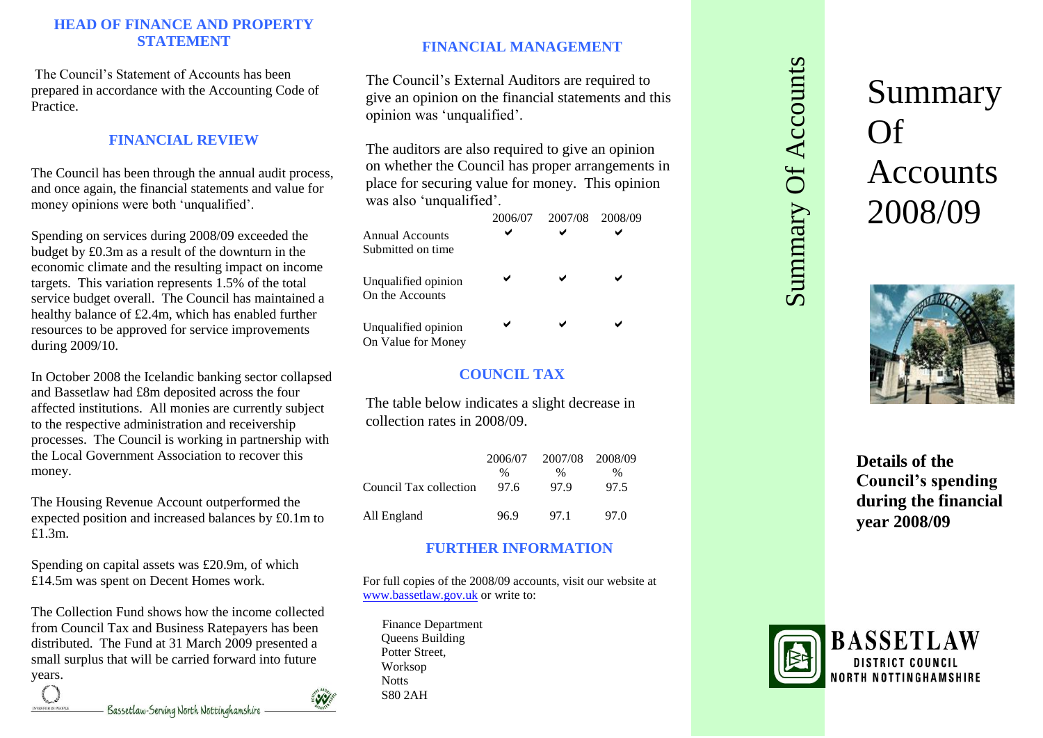## HEAD OF FINANCE AND PROPERTY STATEMENT

The Council's Statement of Accounts has been prepared in accordance with the Accounting Code of Practice.

## FINANCIAL REVIEW

The Council has been through the annual audit process, and once again, the financial statements and value for money opinions were both 'unqualified'.

Spending on services during 2008/09 exceeded the budget by £0.3m as a result of the downturn in the economic climate and the resulting impact on income targets. This variation represents 1.5% of the total service budget overall. The Council has maintained a healthy balance of £2.4m, which has enabled further resources to be approved for service improvements during 2009/10.

In October 2008 the Icelandic banking sector collapsed and Bassetlaw had £8m deposited across the four affected institutions. All monies are currently subject to the respective administration and receivership processes. The Council is working in partnership with the Local Government Association to recover this money.

The Housing Revenue Account outperformed the expected position and increased balances by £0.1m to £1.3m.

Spending on capital assets was £20.9m, of which £14.5m was spent on Decent Homes work.

The Collection Fund shows how the income collected from Council Tax and Business Ratepayers has been distributed. The Fund at 31 March 2009 presented a small surplus that will be carried forward into future years.

Bassetlaw-Serving North Nottinghamshire

## FINANCIAL MANAGEMENT

The Council's External Auditors are required to give an opinion on the financial statements and this opinion was 'unqualified'.

The auditors are also required to give an opinion on whether the Council has proper arrangements in place for securing value for money. This opinion was also 'unqualified'.

| | 2006/07 | 2007/08 | 2008/09 |
|---|---|---|---|
| Annual Accounts Submitted on time | ✔ | ✔ | ✔ |
| Unqualified opinion On the Accounts | ✔ | ✔ | ✔ |
| Unqualified opinion On Value for Money | ✔ | ✔ | ✔ |

## COUNCIL TAX

The table below indicates a slight decrease in collection rates in 2008/09.

| | 2006/07 % | 2007/08 % | 2008/09 % |
|---|---|---|---|
| Council Tax collection | 97.6 | 97.9 | 97.5 |
| All England | 96.9 | 97.1 | 97.0 |

## FURTHER INFORMATION

For full copies of the 2008/09 accounts, visit our website at www.bassetlaw.gov.uk or write to:

Finance Department
Queens Building
Potter Street,
Worksop
Notts
S80 2AH

Summary Of Accounts

# Summary Of Accounts 2008/09

**Details of the Council's spending during the financial year 2008/09**

BASSETLAW
DISTRICT COUNCIL
NORTH NOTTINGHAMSHIRE